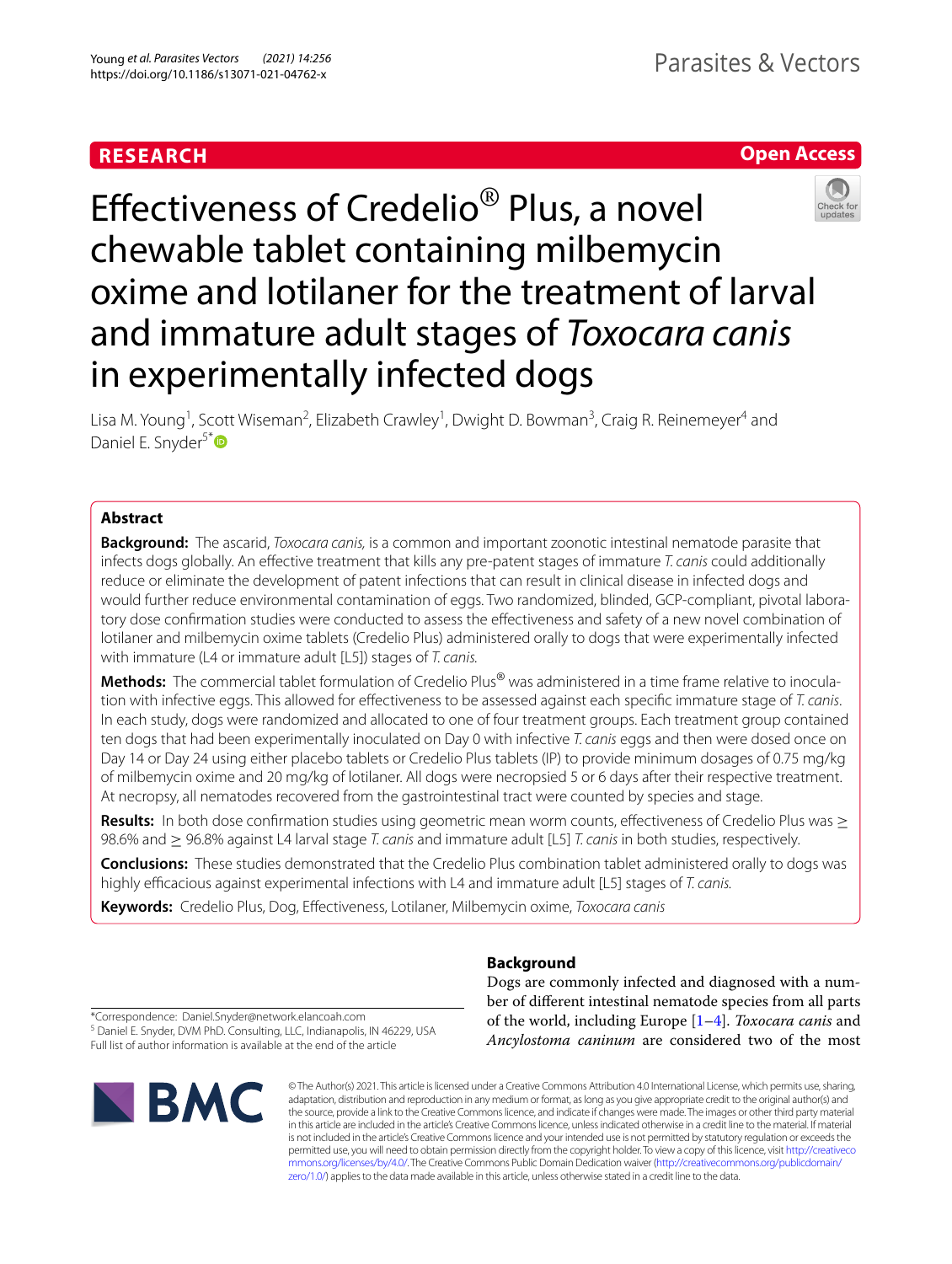RESEARCH

Open Access

# Effectiveness of Credelio® Plus, a novel chewable tablet containing milbemycin oxime and lotilaner for the treatment of larval and immature adult stages of *Toxocara canis* in experimentally infected dogs

Lisa M. Young[1], Scott Wiseman[2], Elizabeth Crawley[1], Dwight D. Bowman[3], Craig R. Reinemeyer[4] and Daniel E. Snyder[5*]

## Abstract

**Background:** The ascarid, *Toxocara canis,* is a common and important zoonotic intestinal nematode parasite that infects dogs globally. An effective treatment that kills any pre-patent stages of immature *T. canis* could additionally reduce or eliminate the development of patent infections that can result in clinical disease in infected dogs and would further reduce environmental contamination of eggs. Two randomized, blinded, GCP-compliant, pivotal laboratory dose confirmation studies were conducted to assess the effectiveness and safety of a new novel combination of lotilaner and milbemycin oxime tablets (Credelio Plus) administered orally to dogs that were experimentally infected with immature (L4 or immature adult [L5]) stages of *T. canis.*

**Methods:** The commercial tablet formulation of Credelio Plus® was administered in a time frame relative to inoculation with infective eggs. This allowed for effectiveness to be assessed against each specific immature stage of *T. canis*. In each study, dogs were randomized and allocated to one of four treatment groups. Each treatment group contained ten dogs that had been experimentally inoculated on Day 0 with infective *T. canis* eggs and then were dosed once on Day 14 or Day 24 using either placebo tablets or Credelio Plus tablets (IP) to provide minimum dosages of 0.75 mg/kg of milbemycin oxime and 20 mg/kg of lotilaner. All dogs were necropsied 5 or 6 days after their respective treatment. At necropsy, all nematodes recovered from the gastrointestinal tract were counted by species and stage.

**Results:** In both dose confirmation studies using geometric mean worm counts, effectiveness of Credelio Plus was ≥ 98.6% and ≥ 96.8% against L4 larval stage *T. canis* and immature adult [L5] *T. canis* in both studies, respectively.

**Conclusions:** These studies demonstrated that the Credelio Plus combination tablet administered orally to dogs was highly efficacious against experimental infections with L4 and immature adult [L5] stages of *T. canis.*

**Keywords:** Credelio Plus, Dog, Effectiveness, Lotilaner, Milbemycin oxime, *Toxocara canis*

*Correspondence: Daniel.Snyder@network.elancoah.com
[5] Daniel E. Snyder, DVM PhD. Consulting, LLC, Indianapolis, IN 46229, USA
Full list of author information is available at the end of the article

## Background

Dogs are commonly infected and diagnosed with a number of different intestinal nematode species from all parts of the world, including Europe [1–4]. *Toxocara canis* and *Ancylostoma caninum* are considered two of the most

© The Author(s) 2021. This article is licensed under a Creative Commons Attribution 4.0 International License, which permits use, sharing, adaptation, distribution and reproduction in any medium or format, as long as you give appropriate credit to the original author(s) and the source, provide a link to the Creative Commons licence, and indicate if changes were made. The images or other third party material in this article are included in the article's Creative Commons licence, unless indicated otherwise in a credit line to the material. If material is not included in the article's Creative Commons licence and your intended use is not permitted by statutory regulation or exceeds the permitted use, you will need to obtain permission directly from the copyright holder. To view a copy of this licence, visit http://creativecommons.org/licenses/by/4.0/. The Creative Commons Public Domain Dedication waiver (http://creativecommons.org/publicdomain/zero/1.0/) applies to the data made available in this article, unless otherwise stated in a credit line to the data.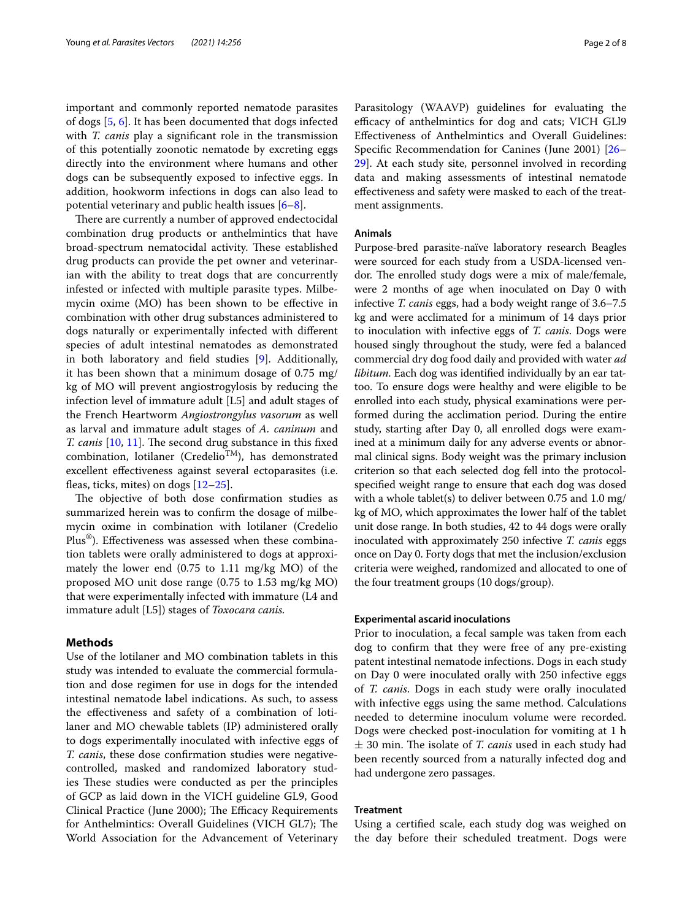important and commonly reported nematode parasites of dogs [5, 6]. It has been documented that dogs infected with *T. canis* play a significant role in the transmission of this potentially zoonotic nematode by excreting eggs directly into the environment where humans and other dogs can be subsequently exposed to infective eggs. In addition, hookworm infections in dogs can also lead to potential veterinary and public health issues [6–8].

There are currently a number of approved endectocidal combination drug products or anthelmintics that have broad-spectrum nematocidal activity. These established drug products can provide the pet owner and veterinarian with the ability to treat dogs that are concurrently infested or infected with multiple parasite types. Milbemycin oxime (MO) has been shown to be effective in combination with other drug substances administered to dogs naturally or experimentally infected with different species of adult intestinal nematodes as demonstrated in both laboratory and field studies [9]. Additionally, it has been shown that a minimum dosage of 0.75 mg/kg of MO will prevent angiostrogylosis by reducing the infection level of immature adult [L5] and adult stages of the French Heartworm *Angiostrongylus vasorum* as well as larval and immature adult stages of *A. caninum* and *T. canis* [10, 11]. The second drug substance in this fixed combination, lotilaner (Credelio™), has demonstrated excellent effectiveness against several ectoparasites (i.e. fleas, ticks, mites) on dogs [12–25].

The objective of both dose confirmation studies as summarized herein was to confirm the dosage of milbemycin oxime in combination with lotilaner (Credelio Plus®). Effectiveness was assessed when these combination tablets were orally administered to dogs at approximately the lower end (0.75 to 1.11 mg/kg MO) of the proposed MO unit dose range (0.75 to 1.53 mg/kg MO) that were experimentally infected with immature (L4 and immature adult [L5]) stages of *Toxocara canis.*

## Methods

Use of the lotilaner and MO combination tablets in this study was intended to evaluate the commercial formulation and dose regimen for use in dogs for the intended intestinal nematode label indications. As such, to assess the effectiveness and safety of a combination of lotilaner and MO chewable tablets (IP) administered orally to dogs experimentally inoculated with infective eggs of *T. canis*, these dose confirmation studies were negative-controlled, masked and randomized laboratory studies These studies were conducted as per the principles of GCP as laid down in the VICH guideline GL9, Good Clinical Practice (June 2000); The Efficacy Requirements for Anthelmintics: Overall Guidelines (VICH GL7); The World Association for the Advancement of Veterinary Parasitology (WAAVP) guidelines for evaluating the efficacy of anthelmintics for dog and cats; VICH GLl9 Effectiveness of Anthelmintics and Overall Guidelines: Specific Recommendation for Canines (June 2001) [26–29]. At each study site, personnel involved in recording data and making assessments of intestinal nematode effectiveness and safety were masked to each of the treatment assignments.

### Animals

Purpose-bred parasite-naïve laboratory research Beagles were sourced for each study from a USDA-licensed vendor. The enrolled study dogs were a mix of male/female, were 2 months of age when inoculated on Day 0 with infective *T. canis* eggs, had a body weight range of 3.6–7.5 kg and were acclimated for a minimum of 14 days prior to inoculation with infective eggs of *T. canis*. Dogs were housed singly throughout the study, were fed a balanced commercial dry dog food daily and provided with water *ad libitum*. Each dog was identified individually by an ear tattoo. To ensure dogs were healthy and were eligible to be enrolled into each study, physical examinations were performed during the acclimation period. During the entire study, starting after Day 0, all enrolled dogs were examined at a minimum daily for any adverse events or abnormal clinical signs. Body weight was the primary inclusion criterion so that each selected dog fell into the protocol-specified weight range to ensure that each dog was dosed with a whole tablet(s) to deliver between 0.75 and 1.0 mg/kg of MO, which approximates the lower half of the tablet unit dose range. In both studies, 42 to 44 dogs were orally inoculated with approximately 250 infective *T. canis* eggs once on Day 0. Forty dogs that met the inclusion/exclusion criteria were weighed, randomized and allocated to one of the four treatment groups (10 dogs/group).

### Experimental ascarid inoculations

Prior to inoculation, a fecal sample was taken from each dog to confirm that they were free of any pre-existing patent intestinal nematode infections. Dogs in each study on Day 0 were inoculated orally with 250 infective eggs of *T. canis.* Dogs in each study were orally inoculated with infective eggs using the same method. Calculations needed to determine inoculum volume were recorded. Dogs were checked post-inoculation for vomiting at 1 h ± 30 min. The isolate of *T. canis* used in each study had been recently sourced from a naturally infected dog and had undergone zero passages.

### Treatment

Using a certified scale, each study dog was weighed on the day before their scheduled treatment. Dogs were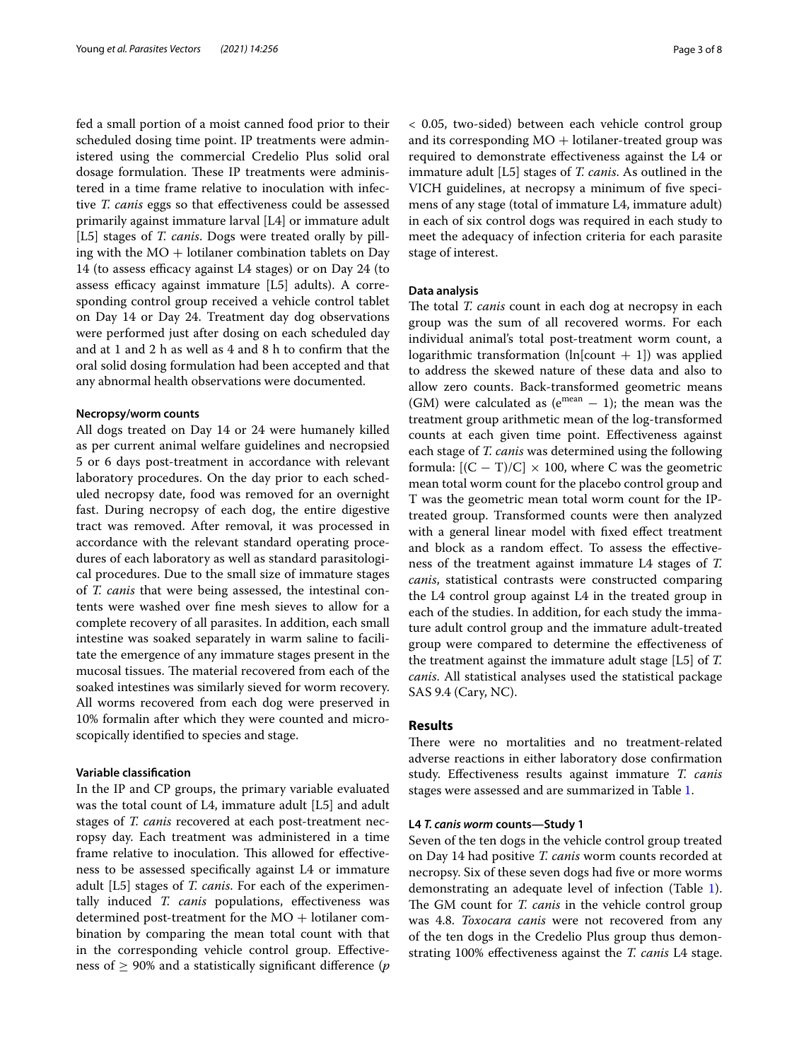fed a small portion of a moist canned food prior to their scheduled dosing time point. IP treatments were administered using the commercial Credelio Plus solid oral dosage formulation. These IP treatments were administered in a time frame relative to inoculation with infective *T. canis* eggs so that effectiveness could be assessed primarily against immature larval [L4] or immature adult [L5] stages of *T. canis*. Dogs were treated orally by pilling with the MO + lotilaner combination tablets on Day 14 (to assess efficacy against L4 stages) or on Day 24 (to assess efficacy against immature [L5] adults). A corresponding control group received a vehicle control tablet on Day 14 or Day 24. Treatment day dog observations were performed just after dosing on each scheduled day and at 1 and 2 h as well as 4 and 8 h to confirm that the oral solid dosing formulation had been accepted and that any abnormal health observations were documented.

#### Necropsy/worm counts

All dogs treated on Day 14 or 24 were humanely killed as per current animal welfare guidelines and necropsied 5 or 6 days post-treatment in accordance with relevant laboratory procedures. On the day prior to each scheduled necropsy date, food was removed for an overnight fast. During necropsy of each dog, the entire digestive tract was removed. After removal, it was processed in accordance with the relevant standard operating procedures of each laboratory as well as standard parasitological procedures. Due to the small size of immature stages of *T. canis* that were being assessed, the intestinal contents were washed over fine mesh sieves to allow for a complete recovery of all parasites. In addition, each small intestine was soaked separately in warm saline to facilitate the emergence of any immature stages present in the mucosal tissues. The material recovered from each of the soaked intestines was similarly sieved for worm recovery. All worms recovered from each dog were preserved in 10% formalin after which they were counted and microscopically identified to species and stage.

#### Variable classification

In the IP and CP groups, the primary variable evaluated was the total count of L4, immature adult [L5] and adult stages of *T. canis* recovered at each post-treatment necropsy day. Each treatment was administered in a time frame relative to inoculation. This allowed for effectiveness to be assessed specifically against L4 or immature adult [L5] stages of *T. canis*. For each of the experimentally induced *T. canis* populations, effectiveness was determined post-treatment for the MO + lotilaner combination by comparing the mean total count with that in the corresponding vehicle control group. Effectiveness of ≥ 90% and a statistically significant difference ($p < 0.05$, two-sided) between each vehicle control group and its corresponding MO + lotilaner-treated group was required to demonstrate effectiveness against the L4 or immature adult [L5] stages of *T. canis*. As outlined in the VICH guidelines, at necropsy a minimum of five specimens of any stage (total of immature L4, immature adult) in each of six control dogs was required in each study to meet the adequacy of infection criteria for each parasite stage of interest.

#### Data analysis

The total *T. canis* count in each dog at necropsy in each group was the sum of all recovered worms. For each individual animal's total post-treatment worm count, a logarithmic transformation ($\ln[\text{count} + 1]$) was applied to address the skewed nature of these data and also to allow zero counts. Back-transformed geometric means (GM) were calculated as ($e^{\text{mean}} - 1$); the mean was the treatment group arithmetic mean of the log-transformed counts at each given time point. Effectiveness against each stage of *T. canis* was determined using the following formula: $[(C - T)/C] \times 100$, where C was the geometric mean total worm count for the placebo control group and T was the geometric mean total worm count for the IP-treated group. Transformed counts were then analyzed with a general linear model with fixed effect treatment and block as a random effect. To assess the effectiveness of the treatment against immature L4 stages of *T. canis*, statistical contrasts were constructed comparing the L4 control group against L4 in the treated group in each of the studies. In addition, for each study the immature adult control group and the immature adult-treated group were compared to determine the effectiveness of the treatment against the immature adult stage [L5] of *T. canis*. All statistical analyses used the statistical package SAS 9.4 (Cary, NC).

## Results

There were no mortalities and no treatment-related adverse reactions in either laboratory dose confirmation study. Effectiveness results against immature *T. canis* stages were assessed and are summarized in Table 1.

#### L4 *T. canis* worm counts—Study 1

Seven of the ten dogs in the vehicle control group treated on Day 14 had positive *T. canis* worm counts recorded at necropsy. Six of these seven dogs had five or more worms demonstrating an adequate level of infection (Table 1). The GM count for *T. canis* in the vehicle control group was 4.8. *Toxocara canis* were not recovered from any of the ten dogs in the Credelio Plus group thus demonstrating 100% effectiveness against the *T. canis* L4 stage.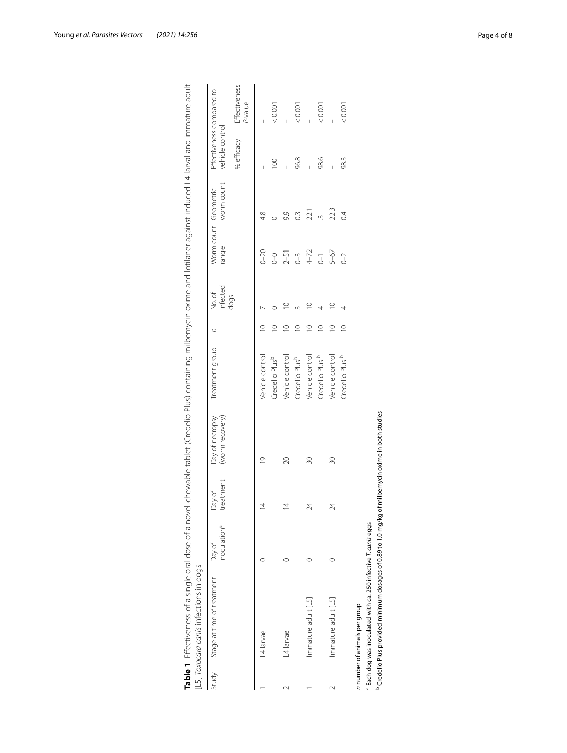**Table 1** Effectiveness of a single oral dose of a novel chewable tablet (Credelio Plus) containing milbemycin oxime and lotilaner against induced L4 larval and immature adult [L5] *Toxocara canis* infections in dogs

| Study | Stage at time of treatment | Day of inoculation[a] | Day of treatment | Day of necropsy (worm recovery) | Treatment group | *n* | No. of infected dogs | Worm count range | Geometric worm count | Effectiveness compared to vehicle control | |
|---|---|---|---|---|---|---|---|---|---|---|---|
| | | | | | | | | | | % efficacy | Effectiveness *P*-value |
| 1 | L4 larvae | 0 | 14 | 19 | Vehicle control | 10 | 7 | 0–20 | 4.8 | – | – |
| | | | | | Credelio Plus[b] | 10 | 0 | 0–0 | 0 | 100 | < 0.001 |
| 2 | L4 larvae | 0 | 14 | 20 | Vehicle control | 10 | 10 | 2–51 | 9.9 | – | – |
| | | | | | Credelio Plus[b] | 10 | 3 | 0–3 | 0.3 | 96.8 | < 0.001 |
| 1 | Immature adult [L5] | 0 | 24 | 30 | Vehicle control | 10 | 10 | 4–72 | 22.1 | – | – |
| | | | | | Credelio Plus [b] | 10 | 4 | 0–1 | .3 | 98.6 | < 0.001 |
| 2 | Immature adult [L5] | 0 | 24 | 30 | Vehicle control | 10 | 10 | 5–67 | 22.3 | – | – |
| | | | | | Credelio Plus [b] | 10 | 4 | 0–2 | 0.4 | 98.3 | < 0.001 |

*n* number of animals per group

[a] Each dog was inoculated with ca. 250 infective *T. canis* eggs

[b] Credelio Plus provided minimum dosages of 0.89 to 1.0 mg/kg of milbemycin oxime in both studies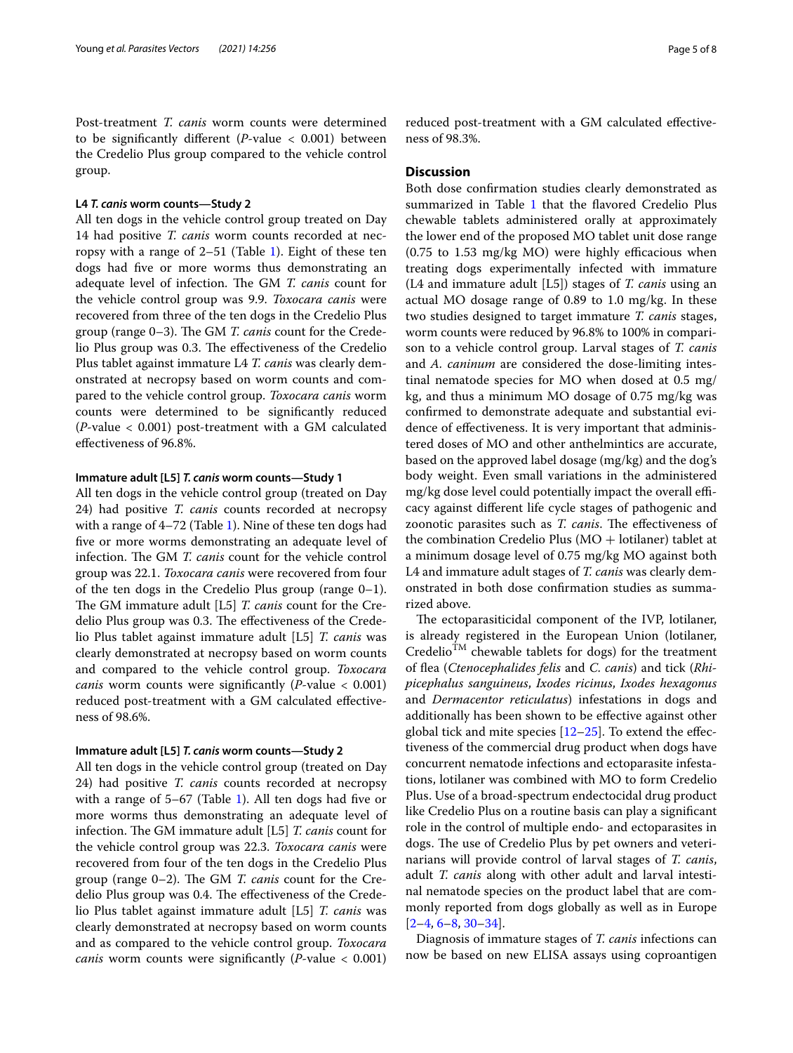Post-treatment *T. canis* worm counts were determined to be significantly different ($P$-value < 0.001) between the Credelio Plus group compared to the vehicle control group.

#### L4 *T. canis* worm counts—Study 2

All ten dogs in the vehicle control group treated on Day 14 had positive *T. canis* worm counts recorded at necropsy with a range of 2–51 (Table 1). Eight of these ten dogs had five or more worms thus demonstrating an adequate level of infection. The GM *T. canis* count for the vehicle control group was 9.9. *Toxocara canis* were recovered from three of the ten dogs in the Credelio Plus group (range 0–3). The GM *T. canis* count for the Credelio Plus group was 0.3. The effectiveness of the Credelio Plus tablet against immature L4 *T. canis* was clearly demonstrated at necropsy based on worm counts and compared to the vehicle control group. *Toxocara canis* worm counts were determined to be significantly reduced ($P$-value < 0.001) post-treatment with a GM calculated effectiveness of 96.8%.

#### Immature adult [L5] *T. canis* worm counts—Study 1

All ten dogs in the vehicle control group (treated on Day 24) had positive *T. canis* counts recorded at necropsy with a range of 4–72 (Table 1). Nine of these ten dogs had five or more worms demonstrating an adequate level of infection. The GM *T. canis* count for the vehicle control group was 22.1. *Toxocara canis* were recovered from four of the ten dogs in the Credelio Plus group (range 0–1). The GM immature adult [L5] *T. canis* count for the Credelio Plus group was 0.3. The effectiveness of the Credelio Plus tablet against immature adult [L5] *T. canis* was clearly demonstrated at necropsy based on worm counts and compared to the vehicle control group. *Toxocara canis* worm counts were significantly ($P$-value < 0.001) reduced post-treatment with a GM calculated effectiveness of 98.6%.

#### Immature adult [L5] *T. canis* worm counts—Study 2

All ten dogs in the vehicle control group (treated on Day 24) had positive *T. canis* counts recorded at necropsy with a range of 5–67 (Table 1). All ten dogs had five or more worms thus demonstrating an adequate level of infection. The GM immature adult [L5] *T. canis* count for the vehicle control group was 22.3. *Toxocara canis* were recovered from four of the ten dogs in the Credelio Plus group (range 0–2). The GM *T. canis* count for the Credelio Plus group was 0.4. The effectiveness of the Credelio Plus tablet against immature adult [L5] *T. canis* was clearly demonstrated at necropsy based on worm counts and as compared to the vehicle control group. *Toxocara canis* worm counts were significantly ($P$-value < 0.001) reduced post-treatment with a GM calculated effectiveness of 98.3%.

## Discussion

Both dose confirmation studies clearly demonstrated as summarized in Table 1 that the flavored Credelio Plus chewable tablets administered orally at approximately the lower end of the proposed MO tablet unit dose range (0.75 to 1.53 mg/kg MO) were highly efficacious when treating dogs experimentally infected with immature (L4 and immature adult [L5]) stages of *T. canis* using an actual MO dosage range of 0.89 to 1.0 mg/kg. In these two studies designed to target immature *T. canis* stages, worm counts were reduced by 96.8% to 100% in comparison to a vehicle control group. Larval stages of *T. canis* and *A. caninum* are considered the dose-limiting intestinal nematode species for MO when dosed at 0.5 mg/kg, and thus a minimum MO dosage of 0.75 mg/kg was confirmed to demonstrate adequate and substantial evidence of effectiveness. It is very important that administered doses of MO and other anthelmintics are accurate, based on the approved label dosage (mg/kg) and the dog's body weight. Even small variations in the administered mg/kg dose level could potentially impact the overall efficacy against different life cycle stages of pathogenic and zoonotic parasites such as *T. canis*. The effectiveness of the combination Credelio Plus (MO + lotilaner) tablet at a minimum dosage level of 0.75 mg/kg MO against both L4 and immature adult stages of *T. canis* was clearly demonstrated in both dose confirmation studies as summarized above.

The ectoparasiticidal component of the IVP, lotilaner, is already registered in the European Union (lotilaner, Credelio™ chewable tablets for dogs) for the treatment of flea (*Ctenocephalides felis* and *C. canis*) and tick (*Rhipicephalus sanguineus*, *Ixodes ricinus*, *Ixodes hexagonus* and *Dermacentor reticulatus*) infestations in dogs and additionally has been shown to be effective against other global tick and mite species [12–25]. To extend the effectiveness of the commercial drug product when dogs have concurrent nematode infections and ectoparasite infestations, lotilaner was combined with MO to form Credelio Plus. Use of a broad-spectrum endectocidal drug product like Credelio Plus on a routine basis can play a significant role in the control of multiple endo- and ectoparasites in dogs. The use of Credelio Plus by pet owners and veterinarians will provide control of larval stages of *T. canis*, adult *T. canis* along with other adult and larval intestinal nematode species on the product label that are commonly reported from dogs globally as well as in Europe [2–4, 6–8, 30–34].

Diagnosis of immature stages of *T. canis* infections can now be based on new ELISA assays using coproantigen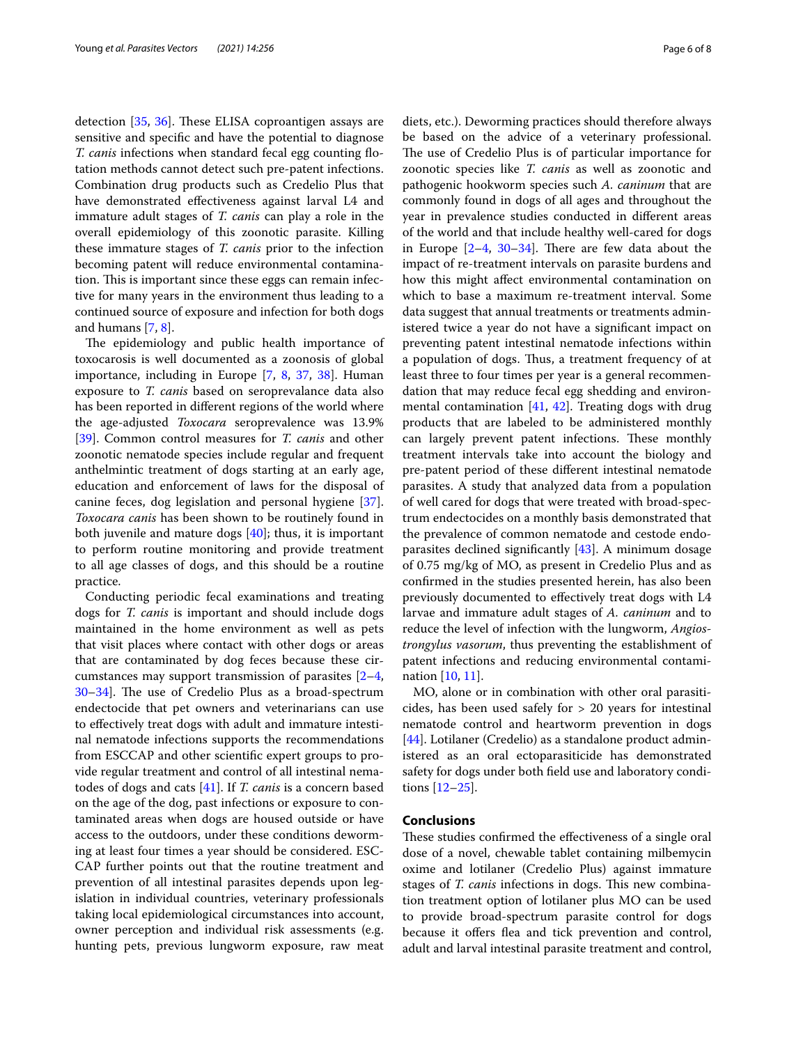detection [35, 36]. These ELISA coproantigen assays are sensitive and specific and have the potential to diagnose *T. canis* infections when standard fecal egg counting flotation methods cannot detect such pre-patent infections. Combination drug products such as Credelio Plus that have demonstrated effectiveness against larval L4 and immature adult stages of *T. canis* can play a role in the overall epidemiology of this zoonotic parasite. Killing these immature stages of *T. canis* prior to the infection becoming patent will reduce environmental contamination. This is important since these eggs can remain infective for many years in the environment thus leading to a continued source of exposure and infection for both dogs and humans [7, 8].

The epidemiology and public health importance of toxocarosis is well documented as a zoonosis of global importance, including in Europe [7, 8, 37, 38]. Human exposure to *T. canis* based on seroprevalence data also has been reported in different regions of the world where the age-adjusted *Toxocara* seroprevalence was 13.9% [39]. Common control measures for *T. canis* and other zoonotic nematode species include regular and frequent anthelmintic treatment of dogs starting at an early age, education and enforcement of laws for the disposal of canine feces, dog legislation and personal hygiene [37]. *Toxocara canis* has been shown to be routinely found in both juvenile and mature dogs [40]; thus, it is important to perform routine monitoring and provide treatment to all age classes of dogs, and this should be a routine practice.

Conducting periodic fecal examinations and treating dogs for *T. canis* is important and should include dogs maintained in the home environment as well as pets that visit places where contact with other dogs or areas that are contaminated by dog feces because these circumstances may support transmission of parasites [2–4, 30–34]. The use of Credelio Plus as a broad-spectrum endectocide that pet owners and veterinarians can use to effectively treat dogs with adult and immature intestinal nematode infections supports the recommendations from ESCCAP and other scientific expert groups to provide regular treatment and control of all intestinal nematodes of dogs and cats [41]. If *T. canis* is a concern based on the age of the dog, past infections or exposure to contaminated areas when dogs are housed outside or have access to the outdoors, under these conditions deworming at least four times a year should be considered. ESCCAP further points out that the routine treatment and prevention of all intestinal parasites depends upon legislation in individual countries, veterinary professionals taking local epidemiological circumstances into account, owner perception and individual risk assessments (e.g. hunting pets, previous lungworm exposure, raw meat diets, etc.). Deworming practices should therefore always be based on the advice of a veterinary professional. The use of Credelio Plus is of particular importance for zoonotic species like *T. canis* as well as zoonotic and pathogenic hookworm species such *A. caninum* that are commonly found in dogs of all ages and throughout the year in prevalence studies conducted in different areas of the world and that include healthy well-cared for dogs in Europe [2–4, 30–34]. There are few data about the impact of re-treatment intervals on parasite burdens and how this might affect environmental contamination on which to base a maximum re-treatment interval. Some data suggest that annual treatments or treatments administered twice a year do not have a significant impact on preventing patent intestinal nematode infections within a population of dogs. Thus, a treatment frequency of at least three to four times per year is a general recommendation that may reduce fecal egg shedding and environmental contamination [41, 42]. Treating dogs with drug products that are labeled to be administered monthly can largely prevent patent infections. These monthly treatment intervals take into account the biology and pre-patent period of these different intestinal nematode parasites. A study that analyzed data from a population of well cared for dogs that were treated with broad-spectrum endectocides on a monthly basis demonstrated that the prevalence of common nematode and cestode endoparasites declined significantly [43]. A minimum dosage of 0.75 mg/kg of MO, as present in Credelio Plus and as confirmed in the studies presented herein, has also been previously documented to effectively treat dogs with L4 larvae and immature adult stages of *A. caninum* and to reduce the level of infection with the lungworm, *Angiostrongylus vasorum*, thus preventing the establishment of patent infections and reducing environmental contamination [10, 11].

MO, alone or in combination with other oral parasiticides, has been used safely for > 20 years for intestinal nematode control and heartworm prevention in dogs [44]. Lotilaner (Credelio) as a standalone product administered as an oral ectoparasiticide has demonstrated safety for dogs under both field use and laboratory conditions [12–25].

## Conclusions

These studies confirmed the effectiveness of a single oral dose of a novel, chewable tablet containing milbemycin oxime and lotilaner (Credelio Plus) against immature stages of *T. canis* infections in dogs. This new combination treatment option of lotilaner plus MO can be used to provide broad-spectrum parasite control for dogs because it offers flea and tick prevention and control, adult and larval intestinal parasite treatment and control,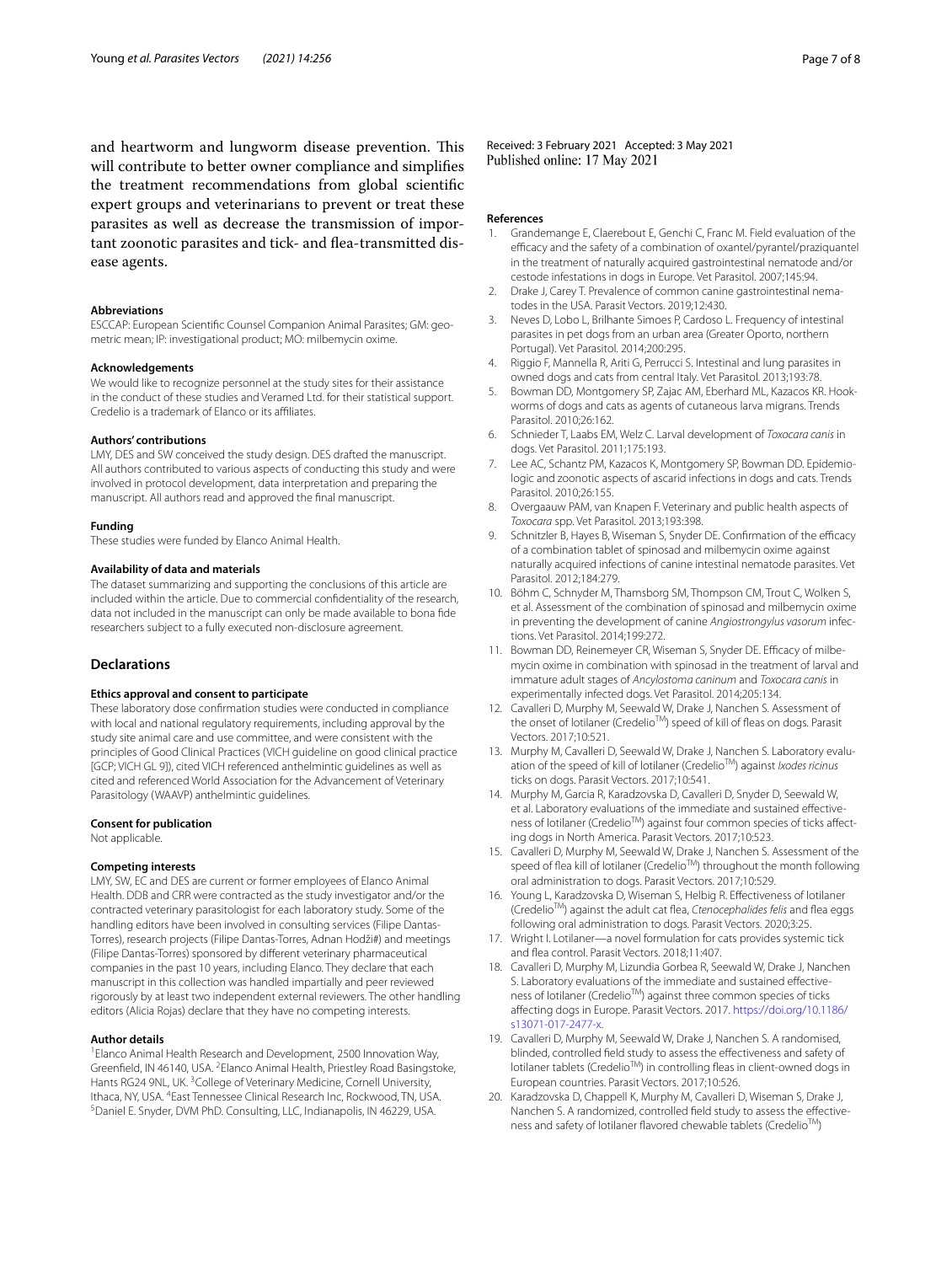and heartworm and lungworm disease prevention. This will contribute to better owner compliance and simplifies the treatment recommendations from global scientific expert groups and veterinarians to prevent or treat these parasites as well as decrease the transmission of important zoonotic parasites and tick- and flea-transmitted disease agents.

#### Abbreviations

ESCCAP: European Scientific Counsel Companion Animal Parasites; GM: geometric mean; IP: investigational product; MO: milbemycin oxime.

#### Acknowledgements

We would like to recognize personnel at the study sites for their assistance in the conduct of these studies and Veramed Ltd. for their statistical support. Credelio is a trademark of Elanco or its affiliates.

#### Authors' contributions

LMY, DES and SW conceived the study design. DES drafted the manuscript. All authors contributed to various aspects of conducting this study and were involved in protocol development, data interpretation and preparing the manuscript. All authors read and approved the final manuscript.

#### Funding

These studies were funded by Elanco Animal Health.

#### Availability of data and materials

The dataset summarizing and supporting the conclusions of this article are included within the article. Due to commercial confidentiality of the research, data not included in the manuscript can only be made available to bona fide researchers subject to a fully executed non-disclosure agreement.

## Declarations

#### Ethics approval and consent to participate

These laboratory dose confirmation studies were conducted in compliance with local and national regulatory requirements, including approval by the study site animal care and use committee, and were consistent with the principles of Good Clinical Practices (VICH guideline on good clinical practice [GCP; VICH GL 9]), cited VICH referenced anthelmintic guidelines as well as cited and referenced World Association for the Advancement of Veterinary Parasitology (WAAVP) anthelmintic guidelines.

#### Consent for publication

Not applicable.

#### Competing interests

LMY, SW, EC and DES are current or former employees of Elanco Animal Health. DDB and CRR were contracted as the study investigator and/or the contracted veterinary parasitologist for each laboratory study. Some of the handling editors have been involved in consulting services (Filipe Dantas-Torres), research projects (Filipe Dantas-Torres, Adnan Hodži#) and meetings (Filipe Dantas-Torres) sponsored by different veterinary pharmaceutical companies in the past 10 years, including Elanco. They declare that each manuscript in this collection was handled impartially and peer reviewed rigorously by at least two independent external reviewers. The other handling editors (Alicia Rojas) declare that they have no competing interests.

#### Author details

[1]Elanco Animal Health Research and Development, 2500 Innovation Way, Greenfield, IN 46140, USA. [2]Elanco Animal Health, Priestley Road Basingstoke, Hants RG24 9NL, UK. [3]College of Veterinary Medicine, Cornell University, Ithaca, NY, USA. [4]East Tennessee Clinical Research Inc, Rockwood, TN, USA. [5]Daniel E. Snyder, DVM PhD. Consulting, LLC, Indianapolis, IN 46229, USA.

Received: 3 February 2021 Accepted: 3 May 2021
Published online: 17 May 2021

#### References

1. Grandemange E, Claerebout E, Genchi C, Franc M. Field evaluation of the efficacy and the safety of a combination of oxantel/pyrantel/praziquantel in the treatment of naturally acquired gastrointestinal nematode and/or cestode infestations in dogs in Europe. Vet Parasitol. 2007;145:94.
2. Drake J, Carey T. Prevalence of common canine gastrointestinal nematodes in the USA. Parasit Vectors. 2019;12:430.
3. Neves D, Lobo L, Brilhante Simoes P, Cardoso L. Frequency of intestinal parasites in pet dogs from an urban area (Greater Oporto, northern Portugal). Vet Parasitol. 2014;200:295.
4. Riggio F, Mannella R, Ariti G, Perrucci S. Intestinal and lung parasites in owned dogs and cats from central Italy. Vet Parasitol. 2013;193:78.
5. Bowman DD, Montgomery SP, Zajac AM, Eberhard ML, Kazacos KR. Hookworms of dogs and cats as agents of cutaneous larva migrans. Trends Parasitol. 2010;26:162.
6. Schnieder T, Laabs EM, Welz C. Larval development of *Toxocara canis* in dogs. Vet Parasitol. 2011;175:193.
7. Lee AC, Schantz PM, Kazacos K, Montgomery SP, Bowman DD. Epidemiologic and zoonotic aspects of ascarid infections in dogs and cats. Trends Parasitol. 2010;26:155.
8. Overgaauw PAM, van Knapen F. Veterinary and public health aspects of *Toxocara* spp. Vet Parasitol. 2013;193:398.
9. Schnitzler B, Hayes B, Wiseman S, Snyder DE. Confirmation of the efficacy of a combination tablet of spinosad and milbemycin oxime against naturally acquired infections of canine intestinal nematode parasites. Vet Parasitol. 2012;184:279.
10. Böhm C, Schnyder M, Thamsborg SM, Thompson CM, Trout C, Wolken S, et al. Assessment of the combination of spinosad and milbemycin oxime in preventing the development of canine *Angiostrongylus vasorum* infections. Vet Parasitol. 2014;199:272.
11. Bowman DD, Reinemeyer CR, Wiseman S, Snyder DE. Efficacy of milbemycin oxime in combination with spinosad in the treatment of larval and immature adult stages of *Ancylostoma caninum* and *Toxocara canis* in experimentally infected dogs. Vet Parasitol. 2014;205:134.
12. Cavalleri D, Murphy M, Seewald W, Drake J, Nanchen S. Assessment of the onset of lotilaner (Credelio™) speed of kill of fleas on dogs. Parasit Vectors. 2017;10:521.
13. Murphy M, Cavalleri D, Seewald W, Drake J, Nanchen S. Laboratory evaluation of the speed of kill of lotilaner (Credelio™) against *Ixodes ricinus* ticks on dogs. Parasit Vectors. 2017;10:541.
14. Murphy M, Garcia R, Karadzovska D, Cavalleri D, Snyder D, Seewald W, et al. Laboratory evaluations of the immediate and sustained effectiveness of lotilaner (Credelio™) against four common species of ticks affecting dogs in North America. Parasit Vectors. 2017;10:523.
15. Cavalleri D, Murphy M, Seewald W, Drake J, Nanchen S. Assessment of the speed of flea kill of lotilaner (Credelio™) throughout the month following oral administration to dogs. Parasit Vectors. 2017;10:529.
16. Young L, Karadzovska D, Wiseman S, Helbig R. Effectiveness of lotilaner (Credelio™) against the adult cat flea, *Ctenocephalides felis* and flea eggs following oral administration to dogs. Parasit Vectors. 2020;3:25.
17. Wright I. Lotilaner—a novel formulation for cats provides systemic tick and flea control. Parasit Vectors. 2018;11:407.
18. Cavalleri D, Murphy M, Lizundia Gorbea R, Seewald W, Drake J, Nanchen S. Laboratory evaluations of the immediate and sustained effectiveness of lotilaner (Credelio™) against three common species of ticks affecting dogs in Europe. Parasit Vectors. 2017. https://doi.org/10.1186/s13071-017-2477-x.
19. Cavalleri D, Murphy M, Seewald W, Drake J, Nanchen S. A randomised, blinded, controlled field study to assess the effectiveness and safety of lotilaner tablets (Credelio™) in controlling fleas in client-owned dogs in European countries. Parasit Vectors. 2017;10:526.
20. Karadzovska D, Chappell K, Murphy M, Cavalleri D, Wiseman S, Drake J, Nanchen S. A randomized, controlled field study to assess the effectiveness and safety of lotilaner flavored chewable tablets (Credelio™)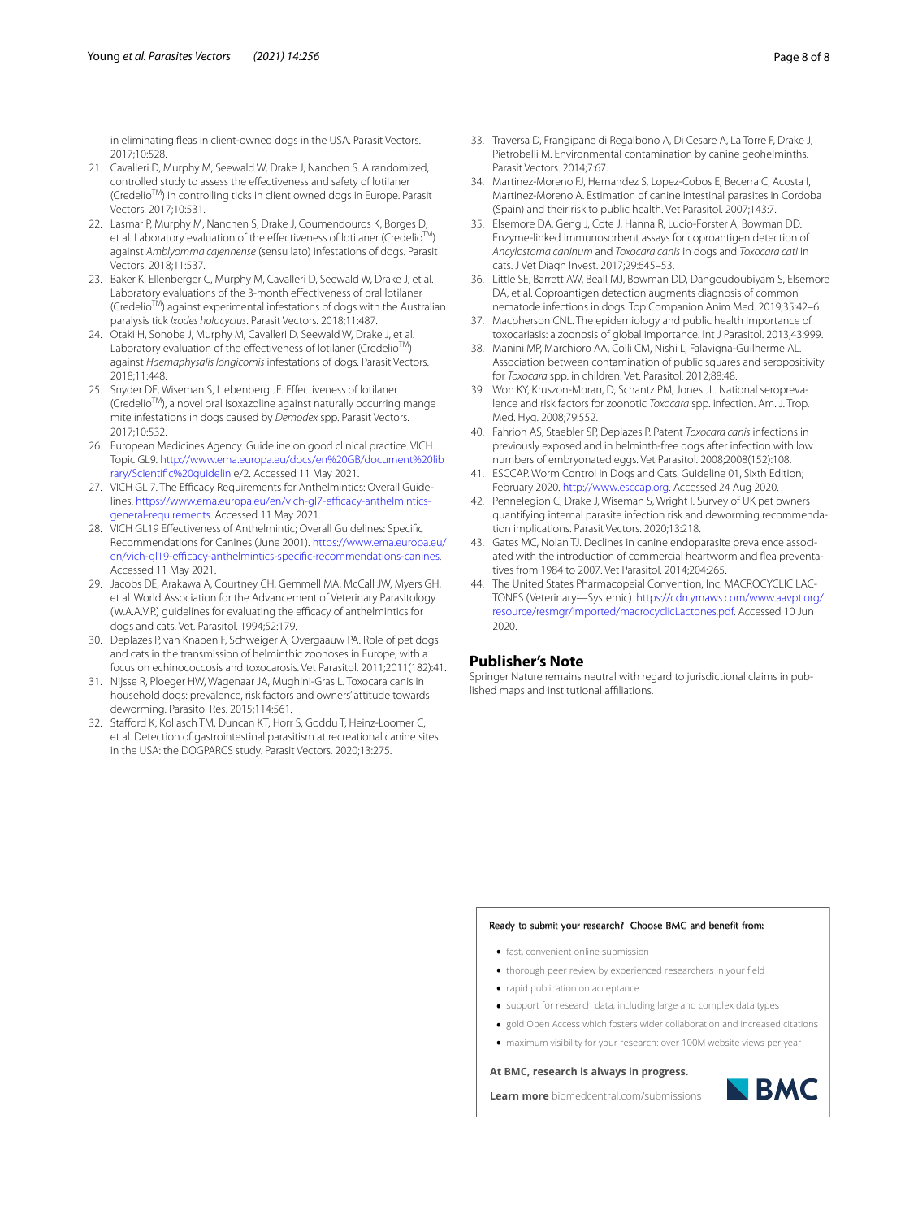in eliminating fleas in client-owned dogs in the USA. Parasit Vectors. 2017;10:528.

21. Cavalleri D, Murphy M, Seewald W, Drake J, Nanchen S. A randomized, controlled study to assess the effectiveness and safety of lotilaner (Credelio™) in controlling ticks in client owned dogs in Europe. Parasit Vectors. 2017;10:531.
22. Lasmar P, Murphy M, Nanchen S, Drake J, Coumendouros K, Borges D, et al. Laboratory evaluation of the effectiveness of lotilaner (Credelio™) against *Amblyomma cajennense* (sensu lato) infestations of dogs. Parasit Vectors. 2018;11:537.
23. Baker K, Ellenberger C, Murphy M, Cavalleri D, Seewald W, Drake J, et al. Laboratory evaluations of the 3-month effectiveness of oral lotilaner (Credelio™) against experimental infestations of dogs with the Australian paralysis tick *Ixodes holocyclus*. Parasit Vectors. 2018;11:487.
24. Otaki H, Sonobe J, Murphy M, Cavalleri D, Seewald W, Drake J, et al. Laboratory evaluation of the effectiveness of lotilaner (Credelio™) against *Haemaphysalis longicornis* infestations of dogs. Parasit Vectors. 2018;11:448.
25. Snyder DE, Wiseman S, Liebenberg JE. Effectiveness of lotilaner (Credelio™), a novel oral isoxazoline against naturally occurring mange mite infestations in dogs caused by *Demodex* spp. Parasit Vectors. 2017;10:532.
26. European Medicines Agency. Guideline on good clinical practice. VICH Topic GL9. http://www.ema.europa.eu/docs/en%20GB/document%20library/Scientific%20guidelin e/2. Accessed 11 May 2021.
27. VICH GL 7. The Efficacy Requirements for Anthelmintics: Overall Guidelines. https://www.ema.europa.eu/en/vich-gl7-efficacy-anthelmintics-general-requirements. Accessed 11 May 2021.
28. VICH GL19 Effectiveness of Anthelmintic; Overall Guidelines: Specific Recommendations for Canines (June 2001). https://www.ema.europa.eu/en/vich-gl19-efficacy-anthelmintics-specific-recommendations-canines. Accessed 11 May 2021.
29. Jacobs DE, Arakawa A, Courtney CH, Gemmell MA, McCall JW, Myers GH, et al. World Association for the Advancement of Veterinary Parasitology (W.A.A.V.P.) guidelines for evaluating the efficacy of anthelmintics for dogs and cats. Vet. Parasitol. 1994;52:179.
30. Deplazes P, van Knapen F, Schweiger A, Overgaauw PA. Role of pet dogs and cats in the transmission of helminthic zoonoses in Europe, with a focus on echinococcosis and toxocarosis. Vet Parasitol. 2011;2011(182):41.
31. Nijsse R, Ploeger HW, Wagenaar JA, Mughini-Gras L. Toxocara canis in household dogs: prevalence, risk factors and owners' attitude towards deworming. Parasitol Res. 2015;114:561.
32. Stafford K, Kollasch TM, Duncan KT, Horr S, Goddu T, Heinz-Loomer C, et al. Detection of gastrointestinal parasitism at recreational canine sites in the USA: the DOGPARCS study. Parasit Vectors. 2020;13:275.
33. Traversa D, Frangipane di Regalbono A, Di Cesare A, La Torre F, Drake J, Pietrobelli M. Environmental contamination by canine geohelminths. Parasit Vectors. 2014;7:67.
34. Martinez-Moreno FJ, Hernandez S, Lopez-Cobos E, Becerra C, Acosta I, Martinez-Moreno A. Estimation of canine intestinal parasites in Cordoba (Spain) and their risk to public health. Vet Parasitol. 2007;143:7.
35. Elsemore DA, Geng J, Cote J, Hanna R, Lucio-Forster A, Bowman DD. Enzyme-linked immunosorbent assays for coproantigen detection of *Ancylostoma caninum* and *Toxocara canis* in dogs and *Toxocara cati* in cats. J Vet Diagn Invest. 2017;29:645–53.
36. Little SE, Barrett AW, Beall MJ, Bowman DD, Dangoudoubiyam S, Elsemore DA, et al. Coproantigen detection augments diagnosis of common nematode infections in dogs. Top Companion Anim Med. 2019;35:42–6.
37. Macpherson CNL. The epidemiology and public health importance of toxocariasis: a zoonosis of global importance. Int J Parasitol. 2013;43:999.
38. Manini MP, Marchioro AA, Colli CM, Nishi L, Falavigna-Guilherme AL. Association between contamination of public squares and seropositivity for *Toxocara* spp. in children. Vet. Parasitol. 2012;88:48.
39. Won KY, Kruszon-Moran, D, Schantz PM, Jones JL. National seroprevalence and risk factors for zoonotic *Toxocara* spp. infection. Am. J. Trop. Med. Hyg. 2008;79:552.
40. Fahrion AS, Staebler SP, Deplazes P. Patent *Toxocara canis* infections in previously exposed and in helminth-free dogs after infection with low numbers of embryonated eggs. Vet Parasitol. 2008;2008(152):108.
41. ESCCAP. Worm Control in Dogs and Cats. Guideline 01, Sixth Edition; February 2020. http://www.esccap.org. Accessed 24 Aug 2020.
42. Pennelegion C, Drake J, Wiseman S, Wright I. Survey of UK pet owners quantifying internal parasite infection risk and deworming recommendation implications. Parasit Vectors. 2020;13:218.
43. Gates MC, Nolan TJ. Declines in canine endoparasite prevalence associated with the introduction of commercial heartworm and flea preventatives from 1984 to 2007. Vet Parasitol. 2014;204:265.
44. The United States Pharmacopeial Convention, Inc. MACROCYCLIC LACTONES (Veterinary—Systemic). https://cdn.ymaws.com/www.aavpt.org/resource/resmgr/imported/macrocyclicLactones.pdf. Accessed 10 Jun 2020.

## Publisher's Note

Springer Nature remains neutral with regard to jurisdictional claims in published maps and institutional affiliations.

Ready to submit your research? Choose BMC and benefit from:

- fast, convenient online submission
- thorough peer review by experienced researchers in your field
- rapid publication on acceptance
- support for research data, including large and complex data types
- gold Open Access which fosters wider collaboration and increased citations
- maximum visibility for your research: over 100M website views per year

**At BMC, research is always in progress.**

**Learn more** biomedcentral.com/submissions

BMC